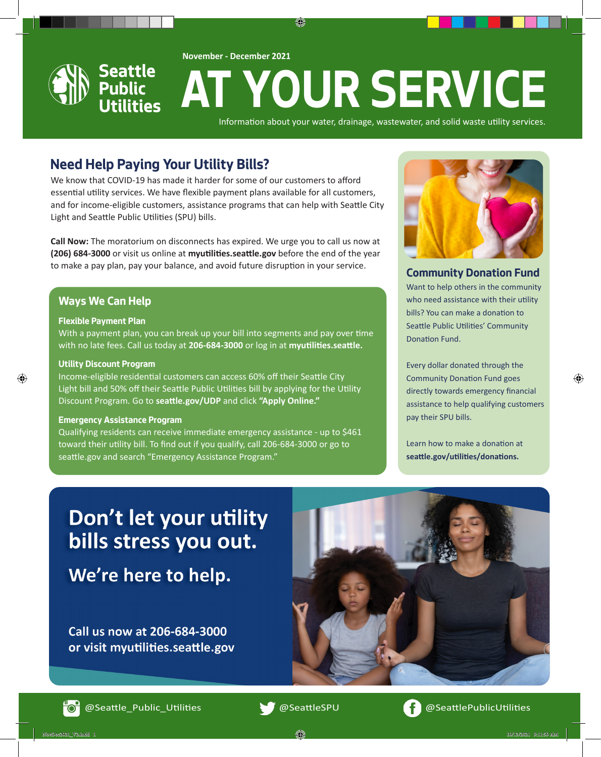# Seattle Public Utilities

November - December 2021

# AT YOUR SERVICE

Information about your water, drainage, wastewater, and solid waste utility services.

## Need Help Paying Your Utility Bills?

We know that COVID-19 has made it harder for some of our customers to afford essential utility services. We have flexible payment plans available for all customers, and for income-eligible customers, assistance programs that can help with Seattle City Light and Seattle Public Utilities (SPU) bills.

**Call Now:** The moratorium on disconnects has expired. We urge you to call us now at **(206) 684-3000** or visit us online at **myutilities.seattle.gov** before the end of the year to make a pay plan, pay your balance, and avoid future disruption in your service.

### Ways We Can Help

**Flexible Payment Plan**
With a payment plan, you can break up your bill into segments and pay over time with no late fees. Call us today at **206-684-3000** or log in at **myutilities.seattle.**

**Utility Discount Program**
Income-eligible residential customers can access 60% off their Seattle City Light bill and 50% off their Seattle Public Utilities bill by applying for the Utility Discount Program. Go to **seattle.gov/UDP** and click **"Apply Online."**

**Emergency Assistance Program**
Qualifying residents can receive immediate emergency assistance - up to $461 toward their utility bill. To find out if you qualify, call 206-684-3000 or go to seattle.gov and search "Emergency Assistance Program."

### Community Donation Fund

Want to help others in the community who need assistance with their utility bills? You can make a donation to Seattle Public Utilities' Community Donation Fund.

Every dollar donated through the Community Donation Fund goes directly towards emergency financial assistance to help qualifying customers pay their SPU bills.

Learn how to make a donation at **seattle.gov/utilities/donations.**

## Don't let your utility bills stress you out.

### We're here to help.

Call us now at 206-684-3000 or visit myutilities.seattle.gov

@Seattle_Public_Utilities @SeattleSPU @SeattlePublicUtilities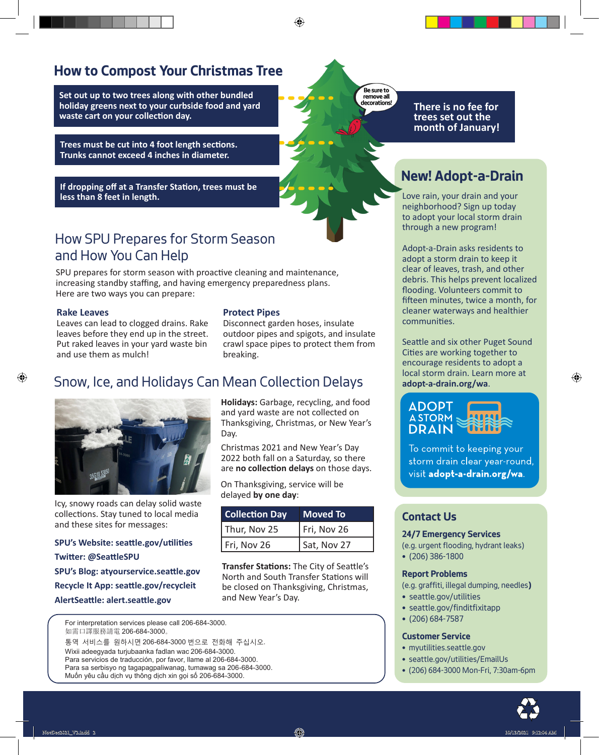## How to Compost Your Christmas Tree

**Set out up to two trees along with other bundled holiday greens next to your curbside food and yard waste cart on your collection day.**

**Trees must be cut into 4 foot length sections. Trunks cannot exceed 4 inches in diameter.**

**If dropping off at a Transfer Station, trees must be less than 8 feet in length.**

**Be sure to remove all decorations!**

**There is no fee for trees set out the month of January!**

## How SPU Prepares for Storm Season and How You Can Help

SPU prepares for storm season with proactive cleaning and maintenance, increasing standby staffing, and having emergency preparedness plans. Here are two ways you can prepare:

**Rake Leaves**
Leaves can lead to clogged drains. Rake leaves before they end up in the street. Put raked leaves in your yard waste bin and use them as mulch!

**Protect Pipes**
Disconnect garden hoses, insulate outdoor pipes and spigots, and insulate crawl space pipes to protect them from breaking.

## Snow, Ice, and Holidays Can Mean Collection Delays

Icy, snowy roads can delay solid waste collections. Stay tuned to local media and these sites for messages:

**SPU's Website: seattle.gov/utilities**
**Twitter: @SeattleSPU**
**SPU's Blog: atyourservice.seattle.gov**
**Recycle It App: seattle.gov/recycleit**
**AlertSeattle: alert.seattle.gov**

**Holidays:** Garbage, recycling, and food and yard waste are not collected on Thanksgiving, Christmas, or New Year's Day.

Christmas 2021 and New Year's Day 2022 both fall on a Saturday, so there are **no collection delays** on those days.

On Thanksgiving, service will be delayed **by one day**:

| Collection Day | Moved To |
|---|---|
| Thur, Nov 25 | Fri, Nov 26 |
| Fri, Nov 26 | Sat, Nov 27 |

**Transfer Stations:** The City of Seattle's North and South Transfer Stations will be closed on Thanksgiving, Christmas, and New Year's Day.

For interpretation services please call 206-684-3000.
如需口譯服務請電 206-684-3000。
통역 서비스를 원하시면 206-684-3000 번으로 전화해 주십시오.
Wixii adeegyada turjubaanka fadlan wac 206-684-3000.
Para servicios de traducción, por favor, llame al 206-684-3000.
Para sa serbisyo ng tagapagpaliwanag, tumawag sa 206-684-3000.
Muốn yêu cầu dịch vụ thông dịch xin gọi số 206-684-3000.

## New! Adopt-a-Drain

Love rain, your drain and your neighborhood? Sign up today to adopt your local storm drain through a new program!

Adopt-a-Drain asks residents to adopt a storm drain to keep it clear of leaves, trash, and other debris. This helps prevent localized flooding. Volunteers commit to fifteen minutes, twice a month, for cleaner waterways and healthier communities.

Seattle and six other Puget Sound Cities are working together to encourage residents to adopt a local storm drain. Learn more at **adopt-a-drain.org/wa**.

ADOPT A STORM DRAIN

To commit to keeping your storm drain clear year-round, visit **adopt-a-drain.org/wa**.

## Contact Us

**24/7 Emergency Services**
(e.g. urgent flooding, hydrant leaks)
- (206) 386-1800

**Report Problems**
(e.g. graffiti, illegal dumping, needles)
- seattle.gov/utilities
- seattle.gov/finditfixitapp
- (206) 684-7587

**Customer Service**
- myutilities.seattle.gov
- seattle.gov/utilities/EmailUs
- (206) 684-3000 Mon-Fri, 7:30am-6pm